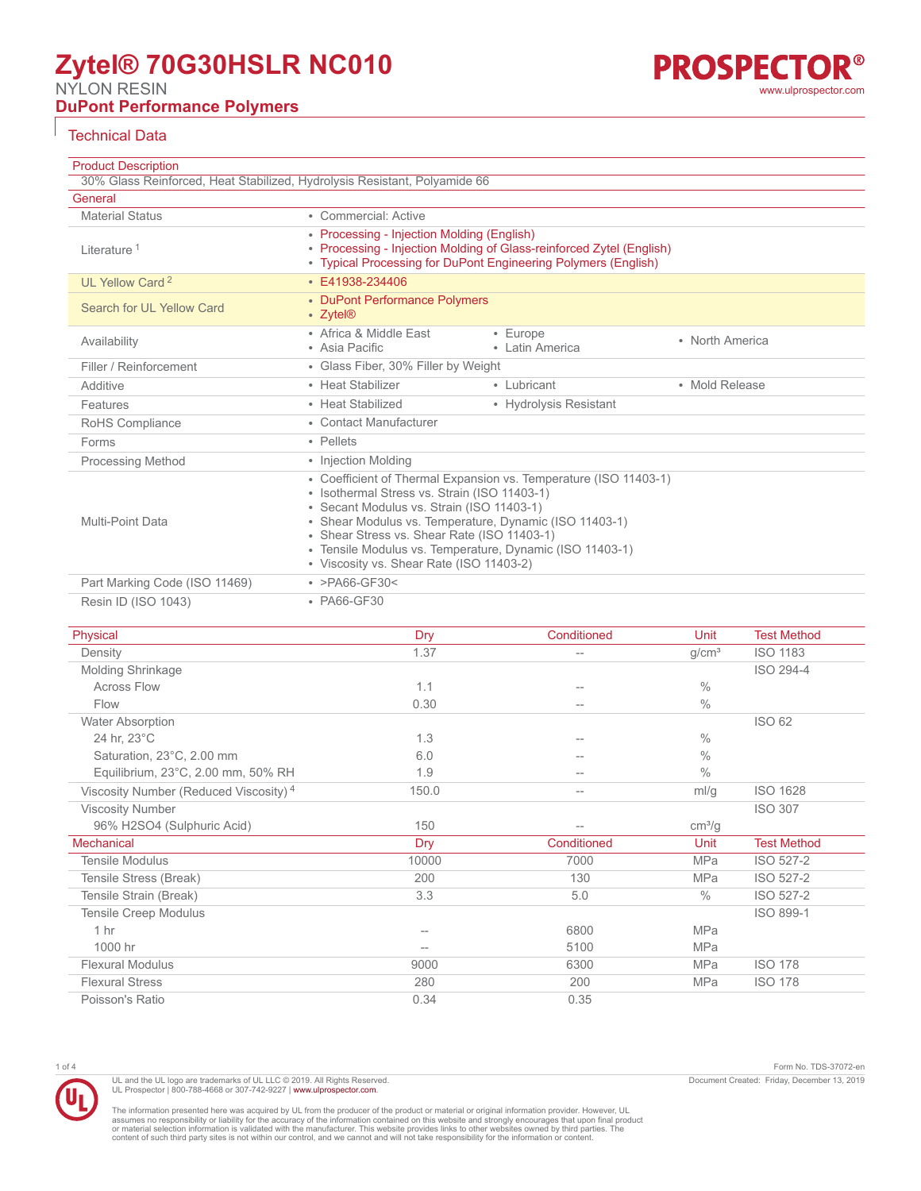# Zytel® 70G30HSLR NC010

NYLON RESIN

**DuPont Performance Polymers**

PROSPECTOR®
www.ulprospector.com

## Technical Data

| Product Description | |
|---|---|
| 30% Glass Reinforced, Heat Stabilized, Hydrolysis Resistant, Polyamide 66 | |

| General | |
|---|---|
| Material Status | • Commercial: Active |
| Literature [1] | • Processing - Injection Molding (English)<br>• Processing - Injection Molding of Glass-reinforced Zytel (English)<br>• Typical Processing for DuPont Engineering Polymers (English) |
| UL Yellow Card [2] | • E41938-234406 |
| Search for UL Yellow Card | • DuPont Performance Polymers<br>• Zytel® |
| Availability | • Africa & Middle East • Asia Pacific • Europe • Latin America • North America |
| Filler / Reinforcement | • Glass Fiber, 30% Filler by Weight |
| Additive | • Heat Stabilizer • Lubricant • Mold Release |
| Features | • Heat Stabilized • Hydrolysis Resistant |
| RoHS Compliance | • Contact Manufacturer |
| Forms | • Pellets |
| Processing Method | • Injection Molding |
| Multi-Point Data | • Coefficient of Thermal Expansion vs. Temperature (ISO 11403-1)<br>• Isothermal Stress vs. Strain (ISO 11403-1)<br>• Secant Modulus vs. Strain (ISO 11403-1)<br>• Shear Modulus vs. Temperature, Dynamic (ISO 11403-1)<br>• Shear Stress vs. Shear Rate (ISO 11403-1)<br>• Tensile Modulus vs. Temperature, Dynamic (ISO 11403-1)<br>• Viscosity vs. Shear Rate (ISO 11403-2) |
| Part Marking Code (ISO 11469) | • >PA66-GF30< |
| Resin ID (ISO 1043) | • PA66-GF30 |

| Physical | Dry | Conditioned | Unit | Test Method |
|---|---|---|---|---|
| Density | 1.37 | -- | g/cm³ | ISO 1183 |
| Molding Shrinkage | | | | ISO 294-4 |
| Across Flow | 1.1 | -- | % | |
| Flow | 0.30 | -- | % | |
| Water Absorption | | | | ISO 62 |
| 24 hr, 23°C | 1.3 | -- | % | |
| Saturation, 23°C, 2.00 mm | 6.0 | -- | % | |
| Equilibrium, 23°C, 2.00 mm, 50% RH | 1.9 | -- | % | |
| Viscosity Number (Reduced Viscosity) [4] | 150.0 | -- | ml/g | ISO 1628 |
| Viscosity Number | | | | ISO 307 |
| 96% $H_2SO_4$ (Sulphuric Acid) | 150 | -- | cm³/g | |

| Mechanical | Dry | Conditioned | Unit | Test Method |
|---|---|---|---|---|
| Tensile Modulus | 10000 | 7000 | MPa | ISO 527-2 |
| Tensile Stress (Break) | 200 | 130 | MPa | ISO 527-2 |
| Tensile Strain (Break) | 3.3 | 5.0 | % | ISO 527-2 |
| Tensile Creep Modulus | | | | ISO 899-1 |
| 1 hr | -- | 6800 | MPa | |
| 1000 hr | -- | 5100 | MPa | |
| Flexural Modulus | 9000 | 6300 | MPa | ISO 178 |
| Flexural Stress | 280 | 200 | MPa | ISO 178 |
| Poisson's Ratio | 0.34 | 0.35 | | |

Form No. TDS-37072-en
Document Created: Friday, December 13, 2019

UL and the UL logo are trademarks of UL LLC © 2019. All Rights Reserved.
UL Prospector | 800-788-4668 or 307-742-9227 | www.ulprospector.com.

The information presented here was acquired by UL from the producer of the product or material or original information provider. However, UL assumes no responsibility or liability for the accuracy of the information contained on this website and strongly encourages that upon final product or material selection information is validated with the manufacturer. This website provides links to other websites owned by third parties. The content of such third party sites is not within our control, and we cannot and will not take responsibility for the information or content.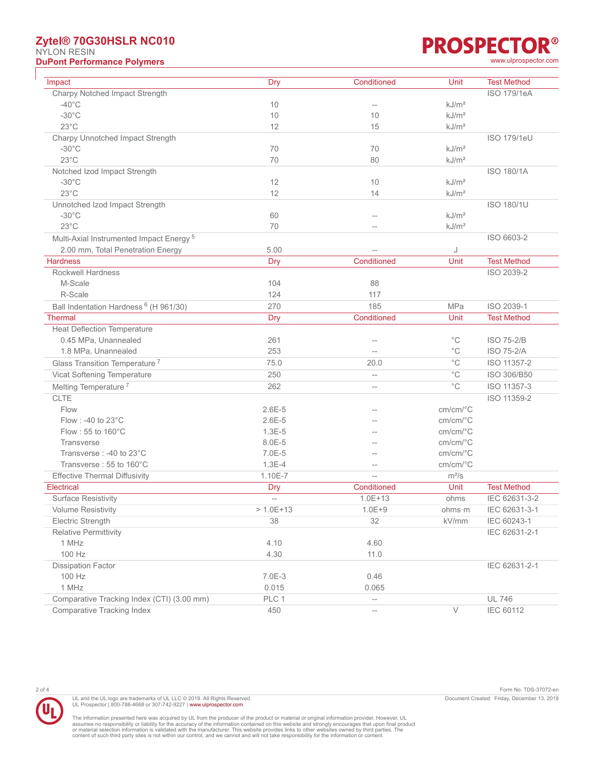| Impact | Dry | Conditioned | Unit | Test Method |
|---|---|---|---|---|
| Charpy Notched Impact Strength | | | | ISO 179/1eA |
| -40°C | 10 | -- | kJ/m² | |
| -30°C | 10 | 10 | kJ/m² | |
| 23°C | 12 | 15 | kJ/m² | |
| Charpy Unnotched Impact Strength | | | | ISO 179/1eU |
| -30°C | 70 | 70 | kJ/m² | |
| 23°C | 70 | 80 | kJ/m² | |
| Notched Izod Impact Strength | | | | ISO 180/1A |
| -30°C | 12 | 10 | kJ/m² | |
| 23°C | 12 | 14 | kJ/m² | |
| Unnotched Izod Impact Strength | | | | ISO 180/1U |
| -30°C | 60 | -- | kJ/m² | |
| 23°C | 70 | -- | kJ/m² | |
| Multi-Axial Instrumented Impact Energy [5] | | | | ISO 6603-2 |
| 2.00 mm, Total Penetration Energy | 5.00 | -- | J | |

| Hardness | Dry | Conditioned | Unit | Test Method |
|---|---|---|---|---|
| Rockwell Hardness | | | | ISO 2039-2 |
| M-Scale | 104 | 88 | | |
| R-Scale | 124 | 117 | | |
| Ball Indentation Hardness [6] (H 961/30) | 270 | 185 | MPa | ISO 2039-1 |

| Thermal | Dry | Conditioned | Unit | Test Method |
|---|---|---|---|---|
| Heat Deflection Temperature | | | | |
| 0.45 MPa, Unannealed | 261 | -- | °C | ISO 75-2/B |
| 1.8 MPa, Unannealed | 253 | -- | °C | ISO 75-2/A |
| Glass Transition Temperature [7] | 75.0 | 20.0 | °C | ISO 11357-2 |
| Vicat Softening Temperature | 250 | -- | °C | ISO 306/B50 |
| Melting Temperature [7] | 262 | -- | °C | ISO 11357-3 |
| CLTE | | | | ISO 11359-2 |
| Flow | 2.6E-5 | -- | cm/cm/°C | |
| Flow : -40 to 23°C | 2.6E-5 | -- | cm/cm/°C | |
| Flow : 55 to 160°C | 1.3E-5 | -- | cm/cm/°C | |
| Transverse | 8.0E-5 | -- | cm/cm/°C | |
| Transverse : -40 to 23°C | 7.0E-5 | -- | cm/cm/°C | |
| Transverse : 55 to 160°C | 1.3E-4 | -- | cm/cm/°C | |
| Effective Thermal Diffusivity | 1.10E-7 | -- | m²/s | |

| Electrical | Dry | Conditioned | Unit | Test Method |
|---|---|---|---|---|
| Surface Resistivity | -- | 1.0E+13 | ohms | IEC 62631-3-2 |
| Volume Resistivity | > 1.0E+13 | 1.0E+9 | ohms·m | IEC 62631-3-1 |
| Electric Strength | 38 | 32 | kV/mm | IEC 60243-1 |
| Relative Permittivity | | | | IEC 62631-2-1 |
| 1 MHz | 4.10 | 4.60 | | |
| 100 Hz | 4.30 | 11.0 | | |
| Dissipation Factor | | | | IEC 62631-2-1 |
| 100 Hz | 7.0E-3 | 0.46 | | |
| 1 MHz | 0.015 | 0.065 | | |
| Comparative Tracking Index (CTI) (3.00 mm) | PLC 1 | -- | | UL 746 |
| Comparative Tracking Index | 450 | -- | V | IEC 60112 |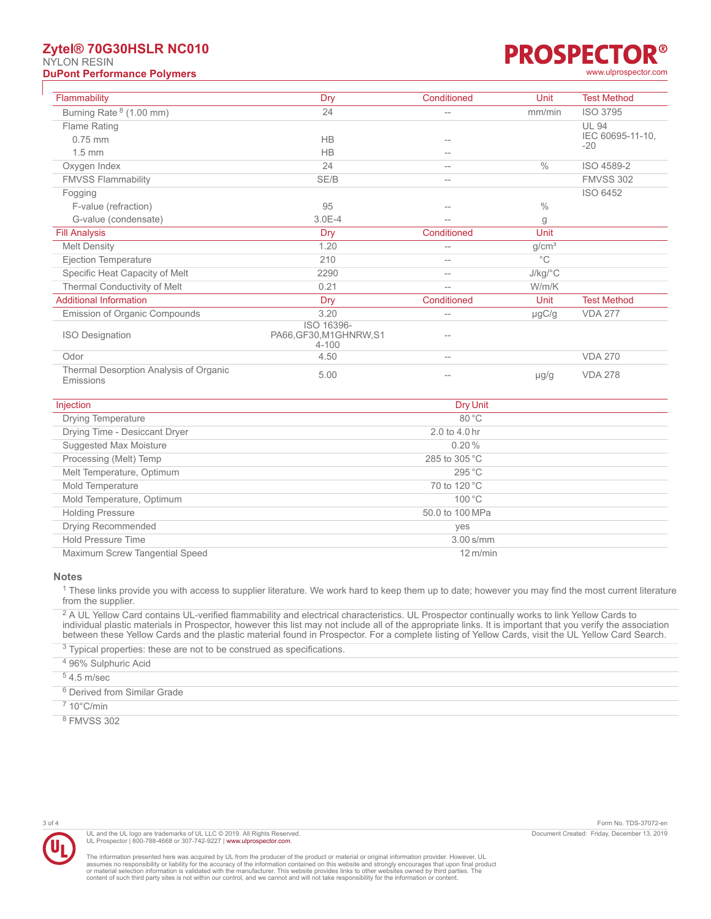# Zytel® 70G30HSLR NC010

NYLON RESIN

**DuPont Performance Polymers**

| Flammability | Dry | Conditioned | Unit | Test Method |
|---|---|---|---|---|
| Burning Rate [8] (1.00 mm) | 24 | -- | mm/min | ISO 3795 |
| Flame Rating | | | | UL 94 |
| 0.75 mm | HB | -- | | IEC 60695-11-10, -20 |
| 1.5 mm | HB | -- | | |
| Oxygen Index | 24 | -- | % | ISO 4589-2 |
| FMVSS Flammability | SE/B | -- | | FMVSS 302 |
| Fogging | | | | ISO 6452 |
| F-value (refraction) | 95 | -- | % | |
| G-value (condensate) | 3.0E-4 | -- | g | |

| Fill Analysis | Dry | Conditioned | Unit |
|---|---|---|---|
| Melt Density | 1.20 | -- | g/cm³ |
| Ejection Temperature | 210 | -- | °C |
| Specific Heat Capacity of Melt | 2290 | -- | J/kg/°C |
| Thermal Conductivity of Melt | 0.21 | -- | W/m/K |

| Additional Information | Dry | Conditioned | Unit | Test Method |
|---|---|---|---|---|
| Emission of Organic Compounds | 3.20 | -- | µgC/g | VDA 277 |
| ISO Designation | ISO 16396-PA66,GF30,M1GHNRW,S14-100 | -- | | |
| Odor | 4.50 | -- | | VDA 270 |
| Thermal Desorption Analysis of Organic Emissions | 5.00 | -- | µg/g | VDA 278 |

| Injection | Dry Unit |
|---|---|
| Drying Temperature | 80 °C |
| Drying Time - Desiccant Dryer | 2.0 to 4.0 hr |
| Suggested Max Moisture | 0.20 % |
| Processing (Melt) Temp | 285 to 305 °C |
| Melt Temperature, Optimum | 295 °C |
| Mold Temperature | 70 to 120 °C |
| Mold Temperature, Optimum | 100 °C |
| Holding Pressure | 50.0 to 100 MPa |
| Drying Recommended | yes |
| Hold Pressure Time | 3.00 s/mm |
| Maximum Screw Tangential Speed | 12 m/min |

## Notes

[1] These links provide you with access to supplier literature. We work hard to keep them up to date; however you may find the most current literature from the supplier.

[2] A UL Yellow Card contains UL-verified flammability and electrical characteristics. UL Prospector continually works to link Yellow Cards to individual plastic materials in Prospector, however this list may not include all of the appropriate links. It is important that you verify the association between these Yellow Cards and the plastic material found in Prospector. For a complete listing of Yellow Cards, visit the UL Yellow Card Search.

[3] Typical properties: these are not to be construed as specifications.

[4] 96% Sulphuric Acid

[5] 4.5 m/sec

[6] Derived from Similar Grade

[7] 10°C/min

[8] FMVSS 302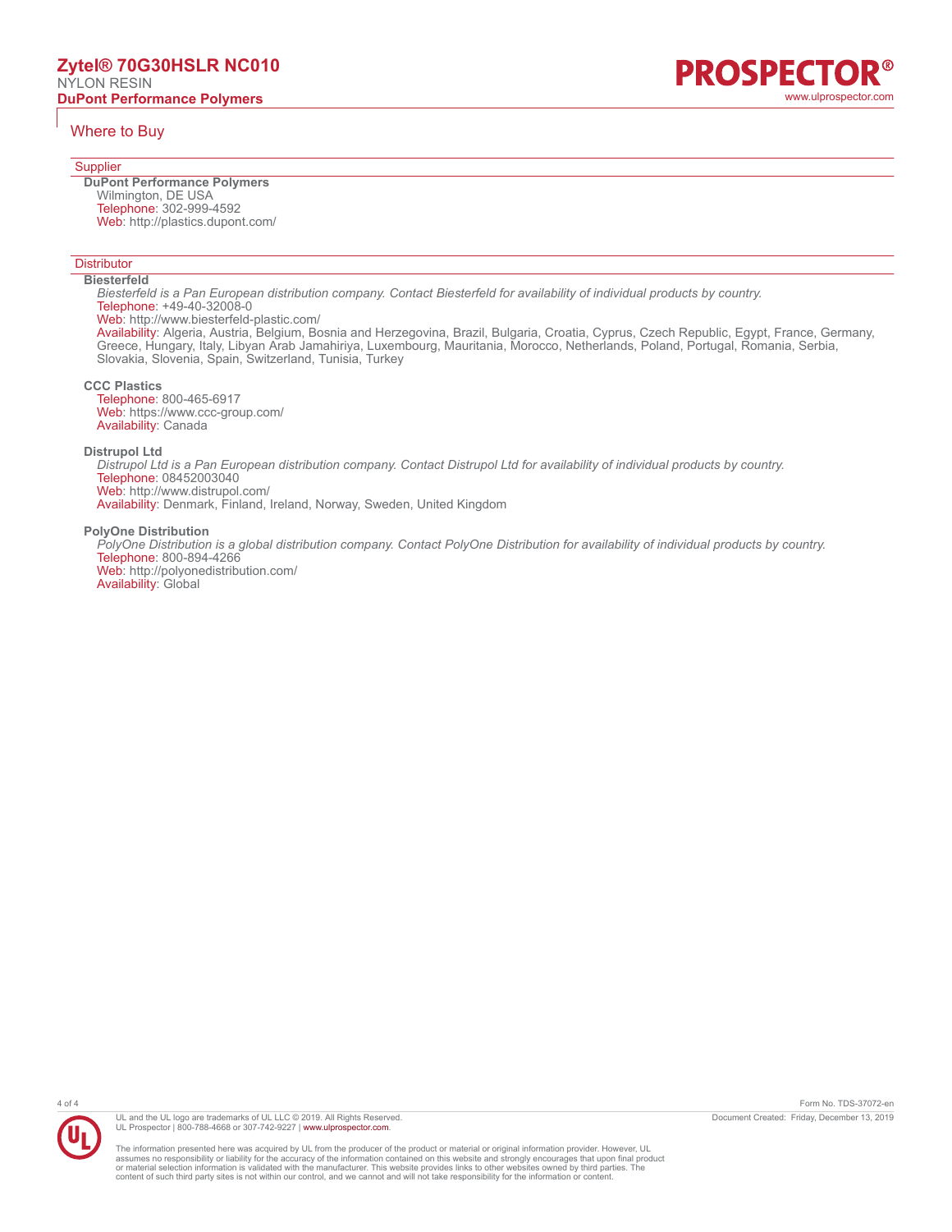## Where to Buy

### Supplier

**DuPont Performance Polymers**
Wilmington, DE USA
Telephone: 302-999-4592
Web: http://plastics.dupont.com/

### Distributor

**Biesterfeld**
*Biesterfeld is a Pan European distribution company. Contact Biesterfeld for availability of individual products by country.*
Telephone: +49-40-32008-0
Web: http://www.biesterfeld-plastic.com/
Availability: Algeria, Austria, Belgium, Bosnia and Herzegovina, Brazil, Bulgaria, Croatia, Cyprus, Czech Republic, Egypt, France, Germany, Greece, Hungary, Italy, Libyan Arab Jamahiriya, Luxembourg, Mauritania, Morocco, Netherlands, Poland, Portugal, Romania, Serbia, Slovakia, Slovenia, Spain, Switzerland, Tunisia, Turkey

**CCC Plastics**
Telephone: 800-465-6917
Web: https://www.ccc-group.com/
Availability: Canada

**Distrupol Ltd**
*Distrupol Ltd is a Pan European distribution company. Contact Distrupol Ltd for availability of individual products by country.*
Telephone: 08452003040
Web: http://www.distrupol.com/
Availability: Denmark, Finland, Ireland, Norway, Sweden, United Kingdom

**PolyOne Distribution**
*PolyOne Distribution is a global distribution company. Contact PolyOne Distribution for availability of individual products by country.*
Telephone: 800-894-4266
Web: http://polyonedistribution.com/
Availability: Global